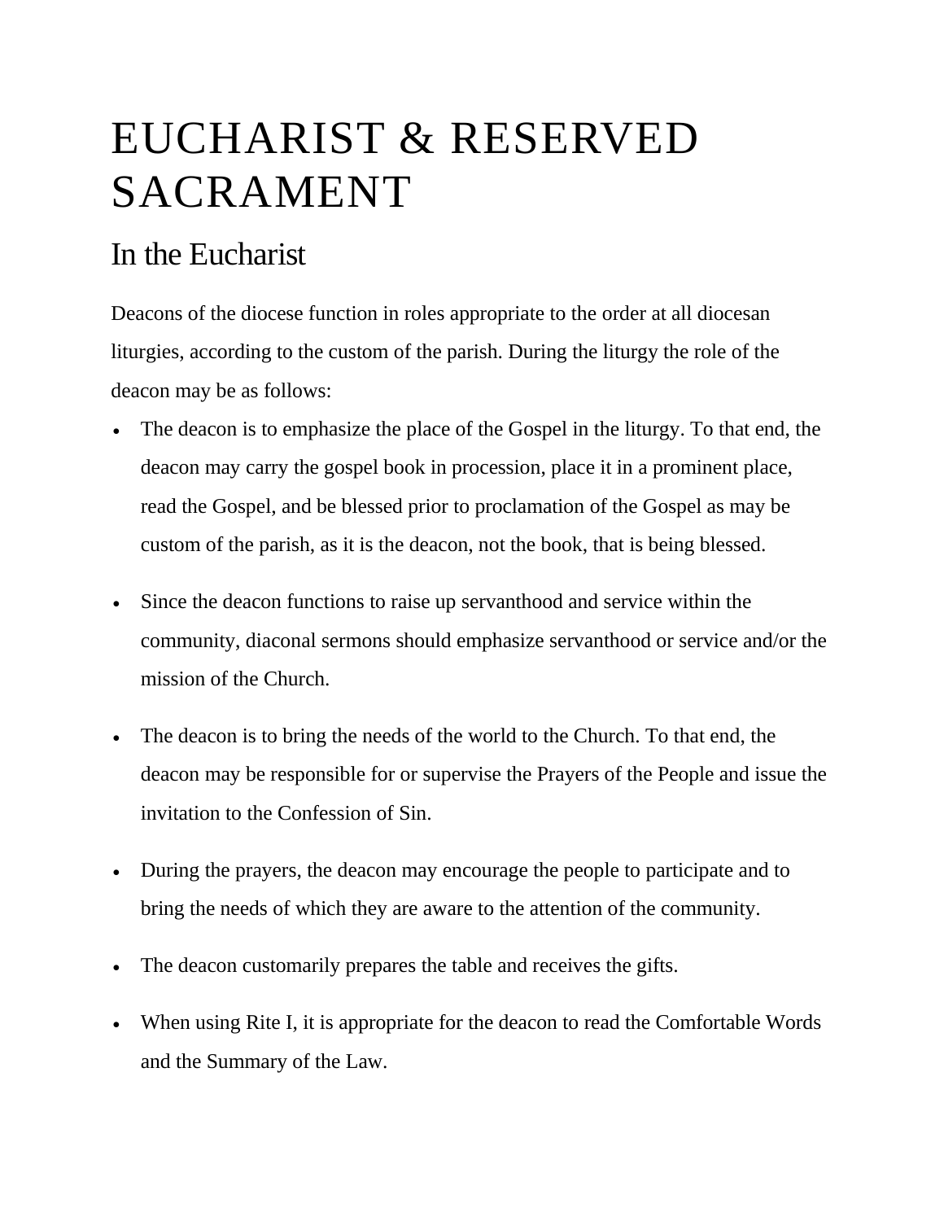# EUCHARIST & RESERVED SACRAMENT

## In the Eucharist

Deacons of the diocese function in roles appropriate to the order at all diocesan liturgies, according to the custom of the parish. During the liturgy the role of the deacon may be as follows:

- The deacon is to emphasize the place of the Gospel in the liturgy. To that end, the deacon may carry the gospel book in procession, place it in a prominent place, read the Gospel, and be blessed prior to proclamation of the Gospel as may be custom of the parish, as it is the deacon, not the book, that is being blessed.
- Since the deacon functions to raise up servanthood and service within the community, diaconal sermons should emphasize servanthood or service and/or the mission of the Church.
- The deacon is to bring the needs of the world to the Church. To that end, the deacon may be responsible for or supervise the Prayers of the People and issue the invitation to the Confession of Sin.
- During the prayers, the deacon may encourage the people to participate and to bring the needs of which they are aware to the attention of the community.
- The deacon customarily prepares the table and receives the gifts.
- When using Rite I, it is appropriate for the deacon to read the Comfortable Words and the Summary of the Law.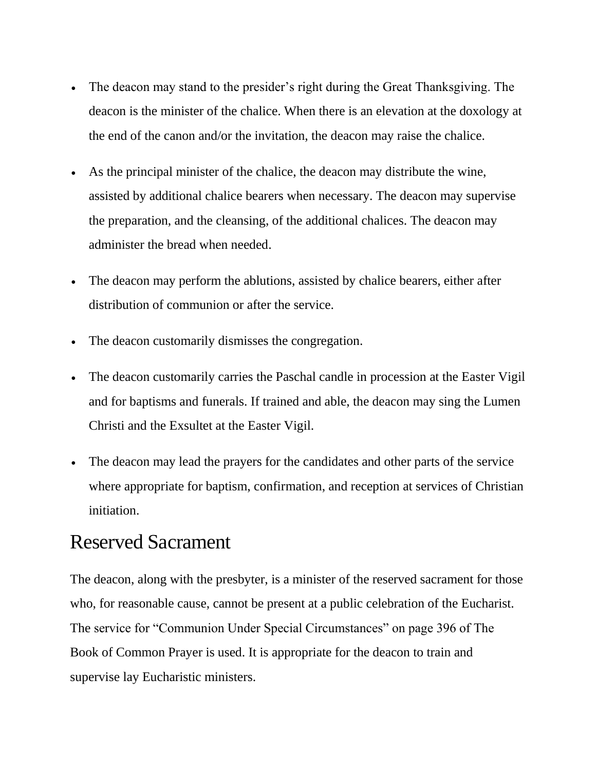- The deacon may stand to the presider's right during the Great Thanksgiving. The deacon is the minister of the chalice. When there is an elevation at the doxology at the end of the canon and/or the invitation, the deacon may raise the chalice.
- As the principal minister of the chalice, the deacon may distribute the wine, assisted by additional chalice bearers when necessary. The deacon may supervise the preparation, and the cleansing, of the additional chalices. The deacon may administer the bread when needed.
- The deacon may perform the ablutions, assisted by chalice bearers, either after distribution of communion or after the service.
- The deacon customarily dismisses the congregation.
- The deacon customarily carries the Paschal candle in procession at the Easter Vigil and for baptisms and funerals. If trained and able, the deacon may sing the Lumen Christi and the Exsultet at the Easter Vigil.
- The deacon may lead the prayers for the candidates and other parts of the service where appropriate for baptism, confirmation, and reception at services of Christian initiation.

## Reserved Sacrament

The deacon, along with the presbyter, is a minister of the reserved sacrament for those who, for reasonable cause, cannot be present at a public celebration of the Eucharist. The service for "Communion Under Special Circumstances" on page 396 of The Book of Common Prayer is used. It is appropriate for the deacon to train and supervise lay Eucharistic ministers.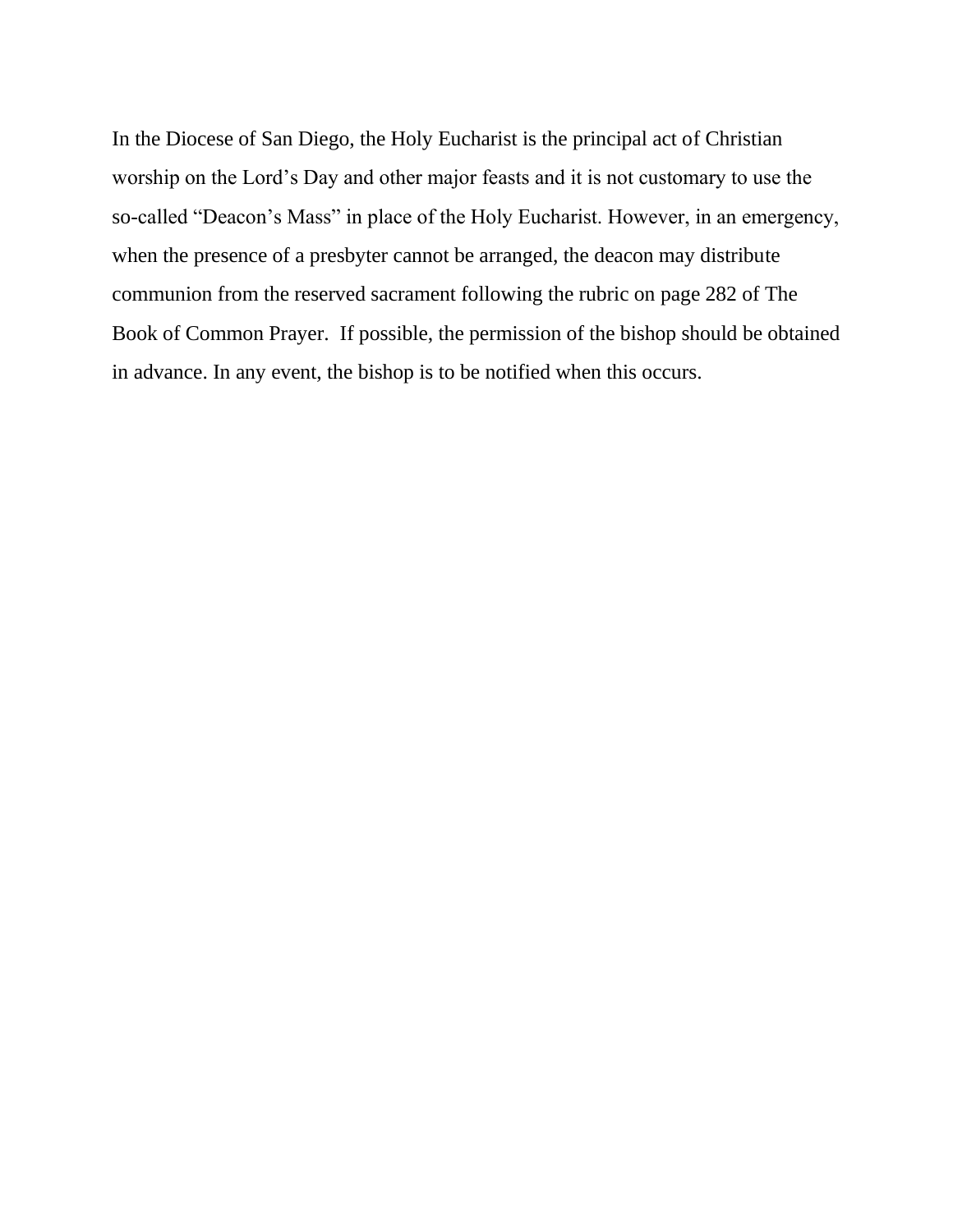In the Diocese of San Diego, the Holy Eucharist is the principal act of Christian worship on the Lord's Day and other major feasts and it is not customary to use the so-called "Deacon's Mass" in place of the Holy Eucharist. However, in an emergency, when the presence of a presbyter cannot be arranged, the deacon may distribute communion from the reserved sacrament following the rubric on page 282 of The Book of Common Prayer. If possible, the permission of the bishop should be obtained in advance. In any event, the bishop is to be notified when this occurs.